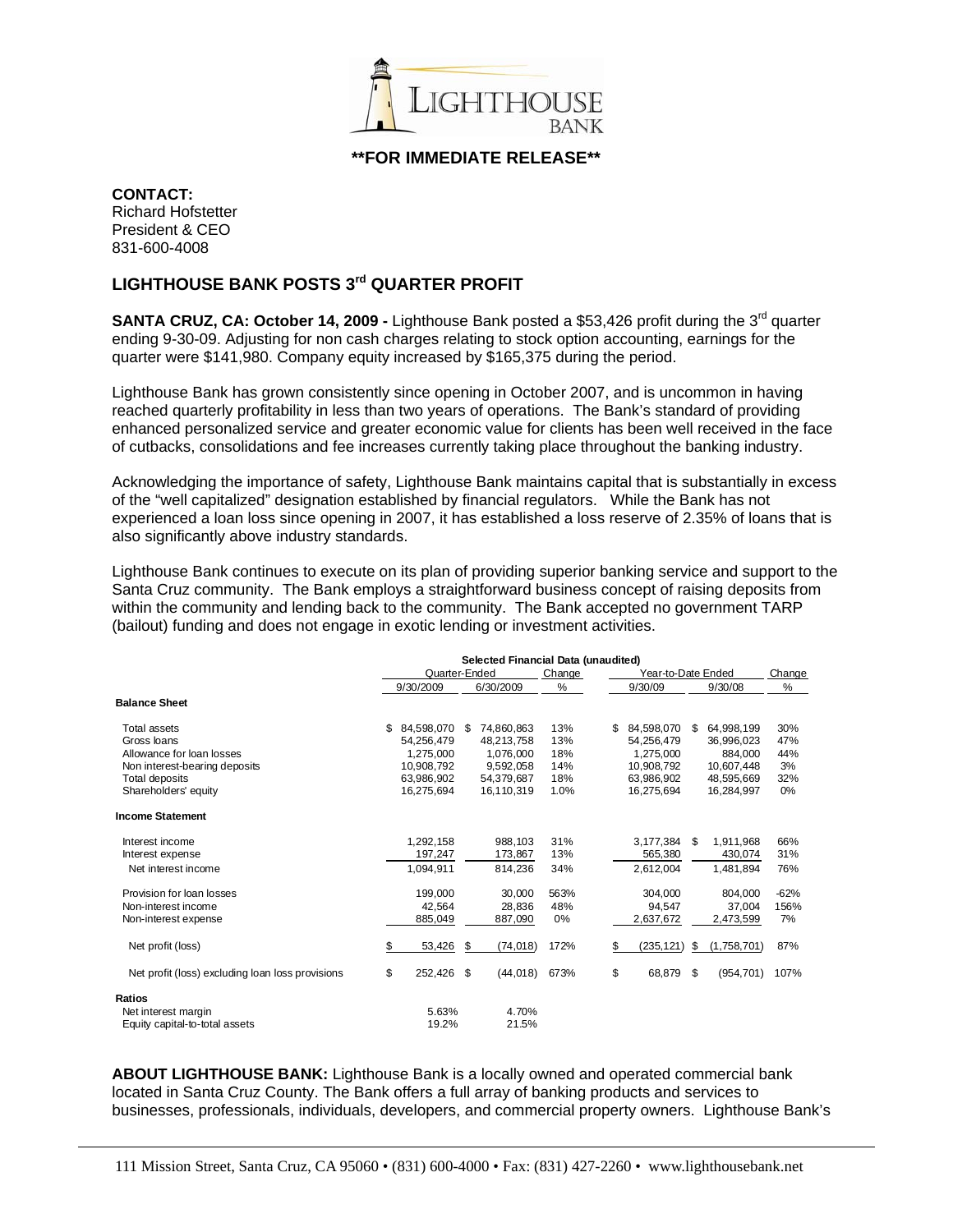**FOR IMMEDIATE RELEASE**

**CONTACT:**
Richard Hofstetter
President & CEO
831-600-4008

## LIGHTHOUSE BANK POSTS 3rd QUARTER PROFIT

**SANTA CRUZ, CA: October 14, 2009 -** Lighthouse Bank posted a $53,426 profit during the 3rd quarter ending 9-30-09. Adjusting for non cash charges relating to stock option accounting, earnings for the quarter were $141,980. Company equity increased by $165,375 during the period.

Lighthouse Bank has grown consistently since opening in October 2007, and is uncommon in having reached quarterly profitability in less than two years of operations. The Bank's standard of providing enhanced personalized service and greater economic value for clients has been well received in the face of cutbacks, consolidations and fee increases currently taking place throughout the banking industry.

Acknowledging the importance of safety, Lighthouse Bank maintains capital that is substantially in excess of the "well capitalized" designation established by financial regulators. While the Bank has not experienced a loan loss since opening in 2007, it has established a loss reserve of 2.35% of loans that is also significantly above industry standards.

Lighthouse Bank continues to execute on its plan of providing superior banking service and support to the Santa Cruz community. The Bank employs a straightforward business concept of raising deposits from within the community and lending back to the community. The Bank accepted no government TARP (bailout) funding and does not engage in exotic lending or investment activities.

**Selected Financial Data (unaudited)**

| | Quarter-Ended | | Change | Year-to-Date Ended | | Change |
|---|---|---|---|---|---|---|
| | 9/30/2009 | 6/30/2009 | % | 9/30/09 | 9/30/08 | % |
| **Balance Sheet** | | | | | | |
| Total assets | $ 84,598,070 | $ 74,860,863 | 13% | $ 84,598,070 | $ 64,998,199 | 30% |
| Gross loans | 54,256,479 | 48,213,758 | 13% | 54,256,479 | 36,996,023 | 47% |
| Allowance for loan losses | 1,275,000 | 1,076,000 | 18% | 1,275,000 | 884,000 | 44% |
| Non interest-bearing deposits | 10,908,792 | 9,592,058 | 14% | 10,908,792 | 10,607,448 | 3% |
| Total deposits | 63,986,902 | 54,379,687 | 18% | 63,986,902 | 48,595,669 | 32% |
| Shareholders' equity | 16,275,694 | 16,110,319 | 1.0% | 16,275,694 | 16,284,997 | 0% |
| **Income Statement** | | | | | | |
| Interest income | 1,292,158 | 988,103 | 31% | 3,177,384 | $ 1,911,968 | 66% |
| Interest expense | 197,247 | 173,867 | 13% | 565,380 | 430,074 | 31% |
| Net interest income | 1,094,911 | 814,236 | 34% | 2,612,004 | 1,481,894 | 76% |
| Provision for loan losses | 199,000 | 30,000 | 563% | 304,000 | 804,000 | -62% |
| Non-interest income | 42,564 | 28,836 | 48% | 94,547 | 37,004 | 156% |
| Non-interest expense | 885,049 | 887,090 | 0% | 2,637,672 | 2,473,599 | 7% |
| Net profit (loss) | $ 53,426 | $ (74,018) | 172% | $ (235,121) | $ (1,758,701) | 87% |
| Net profit (loss) excluding loan loss provisions | $ 252,426 | $ (44,018) | 673% | $ 68,879 | $ (954,701) | 107% |
| **Ratios** | | | | | | |
| Net interest margin | 5.63% | 4.70% | | | | |
| Equity capital-to-total assets | 19.2% | 21.5% | | | | |

**ABOUT LIGHTHOUSE BANK:** Lighthouse Bank is a locally owned and operated commercial bank located in Santa Cruz County. The Bank offers a full array of banking products and services to businesses, professionals, individuals, developers, and commercial property owners. Lighthouse Bank's

111 Mission Street, Santa Cruz, CA 95060 • (831) 600-4000 • Fax: (831) 427-2260 • www.lighthousebank.net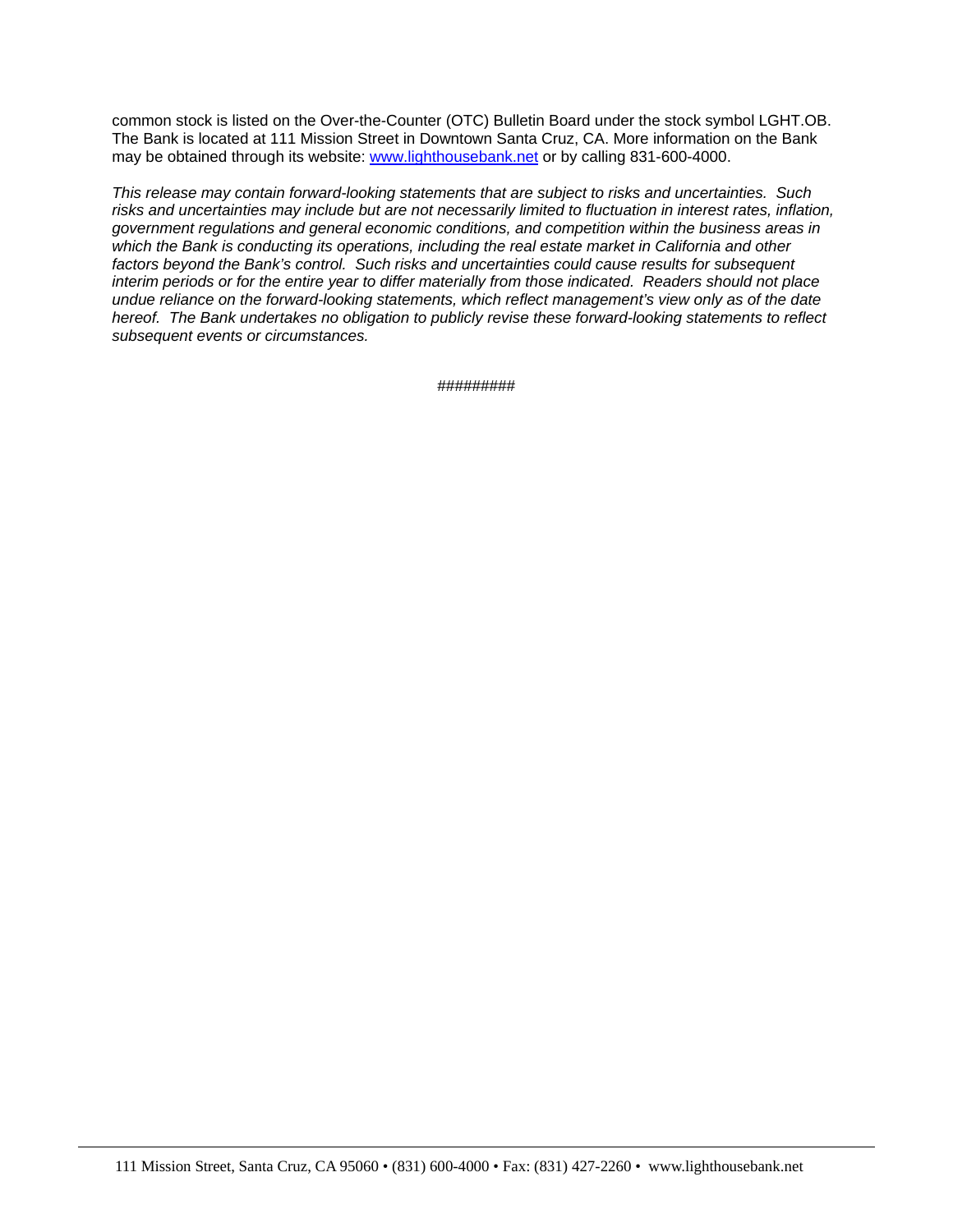common stock is listed on the Over-the-Counter (OTC) Bulletin Board under the stock symbol LGHT.OB. The Bank is located at 111 Mission Street in Downtown Santa Cruz, CA. More information on the Bank may be obtained through its website: www.lighthousebank.net or by calling 831-600-4000.

*This release may contain forward-looking statements that are subject to risks and uncertainties. Such risks and uncertainties may include but are not necessarily limited to fluctuation in interest rates, inflation, government regulations and general economic conditions, and competition within the business areas in which the Bank is conducting its operations, including the real estate market in California and other factors beyond the Bank's control. Such risks and uncertainties could cause results for subsequent interim periods or for the entire year to differ materially from those indicated. Readers should not place undue reliance on the forward-looking statements, which reflect management's view only as of the date hereof. The Bank undertakes no obligation to publicly revise these forward-looking statements to reflect subsequent events or circumstances.*

#########